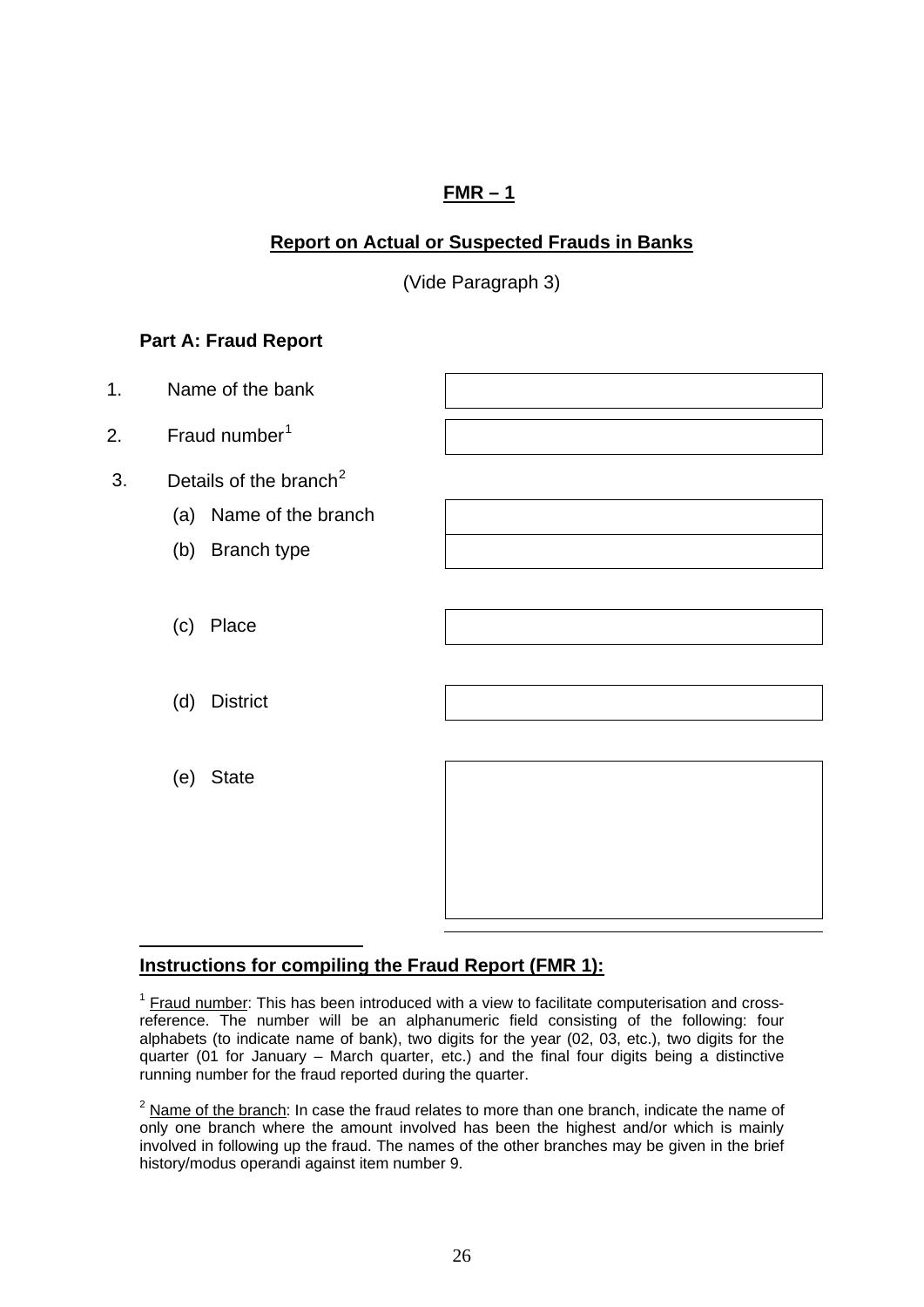## **FMR – 1**

### **Report on Actual or Suspected Frauds in Banks**

(Vide Paragraph 3)

**Part A: Fraud Report**

| | | |
|---|---|---|
| 1. | Name of the bank | |
| 2. | Fraud number[1] | |
| 3. | Details of the branch[2] | |
| | (a) Name of the branch | |
| | (b) Branch type | |
| | (c) Place | |
| | (d) District | |
| | (e) State | |

**Instructions for compiling the Fraud Report (FMR 1):**

[1] Fraud number: This has been introduced with a view to facilitate computerisation and cross-reference. The number will be an alphanumeric field consisting of the following: four alphabets (to indicate name of bank), two digits for the year (02, 03, etc.), two digits for the quarter (01 for January – March quarter, etc.) and the final four digits being a distinctive running number for the fraud reported during the quarter.

[2] Name of the branch: In case the fraud relates to more than one branch, indicate the name of only one branch where the amount involved has been the highest and/or which is mainly involved in following up the fraud. The names of the other branches may be given in the brief history/modus operandi against item number 9.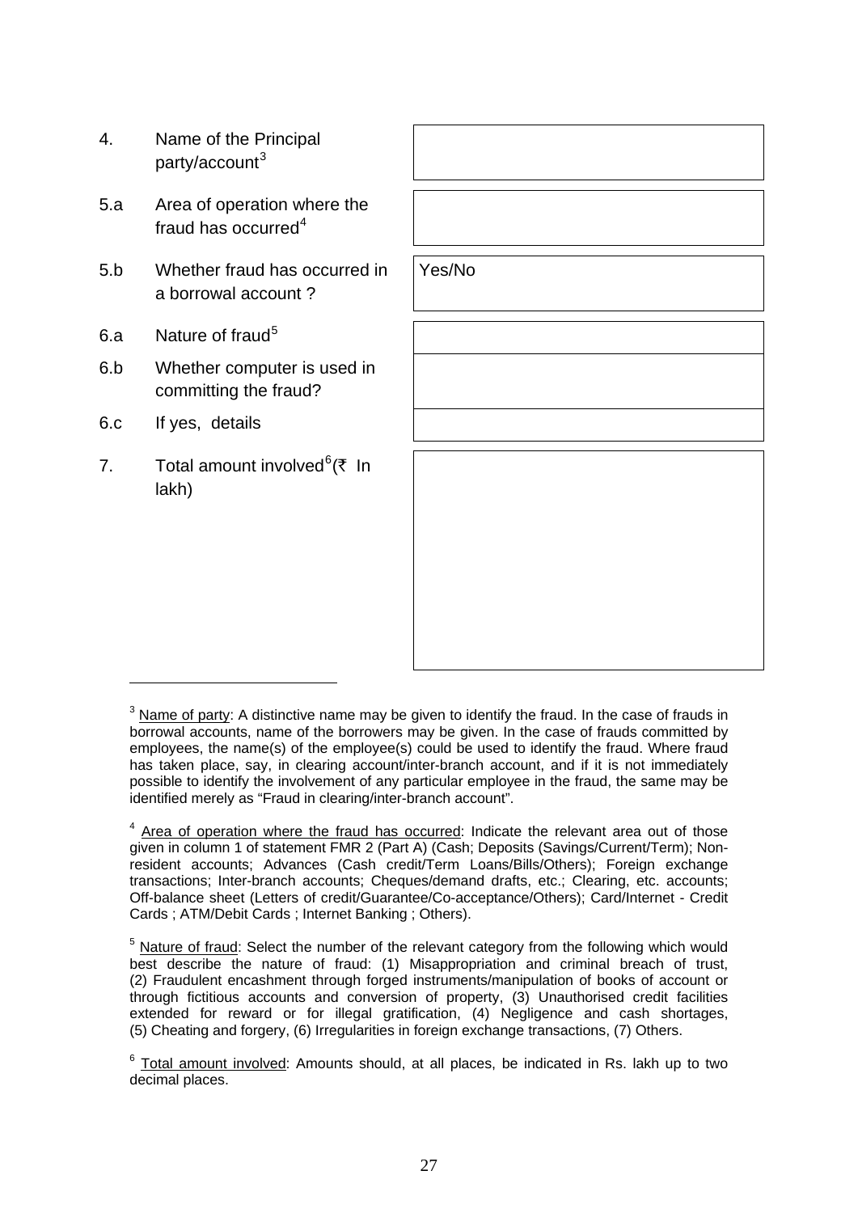| | | |
|---|---|---|
| 4. | Name of the Principal party/account[3] | |
| 5.a | Area of operation where the fraud has occurred[4] | |
| 5.b | Whether fraud has occurred in a borrowal account ? | Yes/No |
| 6.a | Nature of fraud[5] | |
| 6.b | Whether computer is used in committing the fraud? | |
| 6.c | If yes, details | |
| 7. | Total amount involved[6](₹ In lakh) | |

---

[3] Name of party: A distinctive name may be given to identify the fraud. In the case of frauds in borrowal accounts, name of the borrowers may be given. In the case of frauds committed by employees, the name(s) of the employee(s) could be used to identify the fraud. Where fraud has taken place, say, in clearing account/inter-branch account, and if it is not immediately possible to identify the involvement of any particular employee in the fraud, the same may be identified merely as "Fraud in clearing/inter-branch account".

[4] Area of operation where the fraud has occurred: Indicate the relevant area out of those given in column 1 of statement FMR 2 (Part A) (Cash; Deposits (Savings/Current/Term); Non-resident accounts; Advances (Cash credit/Term Loans/Bills/Others); Foreign exchange transactions; Inter-branch accounts; Cheques/demand drafts, etc.; Clearing, etc. accounts; Off-balance sheet (Letters of credit/Guarantee/Co-acceptance/Others); Card/Internet - Credit Cards ; ATM/Debit Cards ; Internet Banking ; Others).

[5] Nature of fraud: Select the number of the relevant category from the following which would best describe the nature of fraud: (1) Misappropriation and criminal breach of trust, (2) Fraudulent encashment through forged instruments/manipulation of books of account or through fictitious accounts and conversion of property, (3) Unauthorised credit facilities extended for reward or for illegal gratification, (4) Negligence and cash shortages, (5) Cheating and forgery, (6) Irregularities in foreign exchange transactions, (7) Others.

[6] Total amount involved: Amounts should, at all places, be indicated in Rs. lakh up to two decimal places.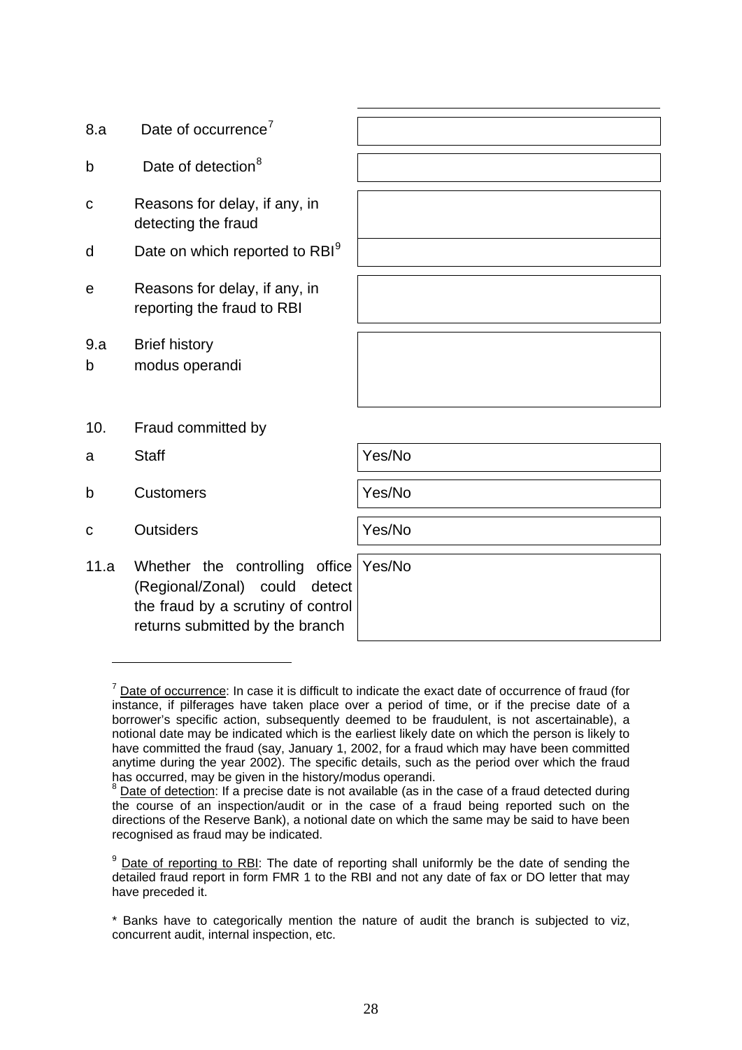| | | |
|---|---|---|
| 8.a | Date of occurrence[7] | |
| b | Date of detection[8] | |
| c | Reasons for delay, if any, in detecting the fraud | |
| d | Date on which reported to RBI[9] | |
| e | Reasons for delay, if any, in reporting the fraud to RBI | |
| 9.a<br>b | Brief history<br>modus operandi | |
| 10. | Fraud committed by | |
| a | Staff | Yes/No |
| b | Customers | Yes/No |
| c | Outsiders | Yes/No |
| 11.a | Whether the controlling office (Regional/Zonal) could detect the fraud by a scrutiny of control returns submitted by the branch | Yes/No |

[7] Date of occurrence: In case it is difficult to indicate the exact date of occurrence of fraud (for instance, if pilferages have taken place over a period of time, or if the precise date of a borrower's specific action, subsequently deemed to be fraudulent, is not ascertainable), a notional date may be indicated which is the earliest likely date on which the person is likely to have committed the fraud (say, January 1, 2002, for a fraud which may have been committed anytime during the year 2002). The specific details, such as the period over which the fraud has occurred, may be given in the history/modus operandi.

[8] Date of detection: If a precise date is not available (as in the case of a fraud detected during the course of an inspection/audit or in the case of a fraud being reported such on the directions of the Reserve Bank), a notional date on which the same may be said to have been recognised as fraud may be indicated.

[9] Date of reporting to RBI: The date of reporting shall uniformly be the date of sending the detailed fraud report in form FMR 1 to the RBI and not any date of fax or DO letter that may have preceded it.

* Banks have to categorically mention the nature of audit the branch is subjected to viz, concurrent audit, internal inspection, etc.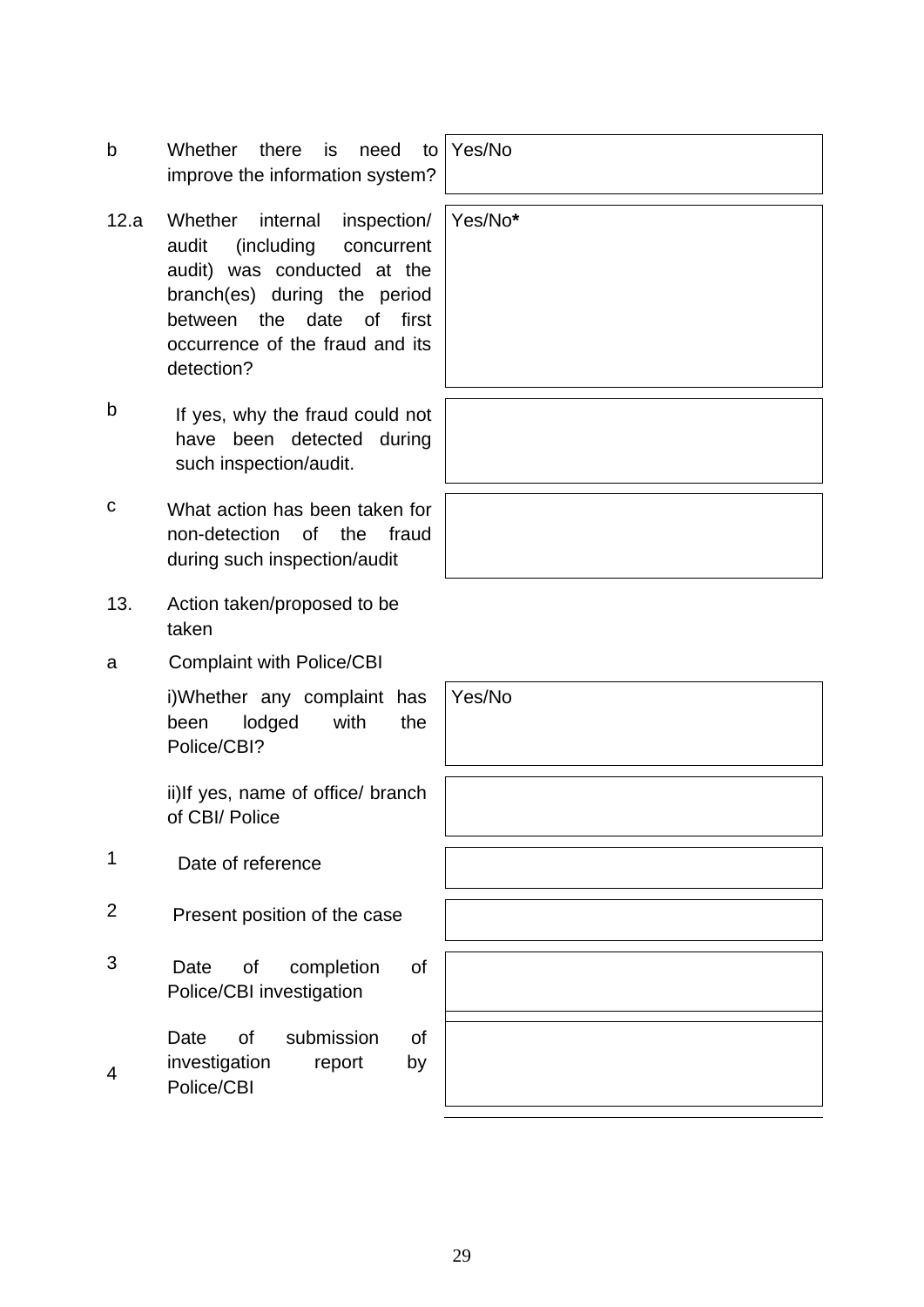| | | |
|---|---|---|
| b | Whether there is need to improve the information system? | Yes/No |
| 12.a | Whether internal inspection/ audit (including concurrent audit) was conducted at the branch(es) during the period between the date of first occurrence of the fraud and its detection? | Yes/No* |
| b | If yes, why the fraud could not have been detected during such inspection/audit. | |
| c | What action has been taken for non-detection of the fraud during such inspection/audit | |
| 13. | Action taken/proposed to be taken | |
| a | Complaint with Police/CBI | |
| | i)Whether any complaint has been lodged with the Police/CBI? | Yes/No |
| | ii)If yes, name of office/ branch of CBI/ Police | |
| 1 | Date of reference | |
| 2 | Present position of the case | |
| 3 | Date of completion of Police/CBI investigation | |
| 4 | Date of submission of investigation report by Police/CBI | |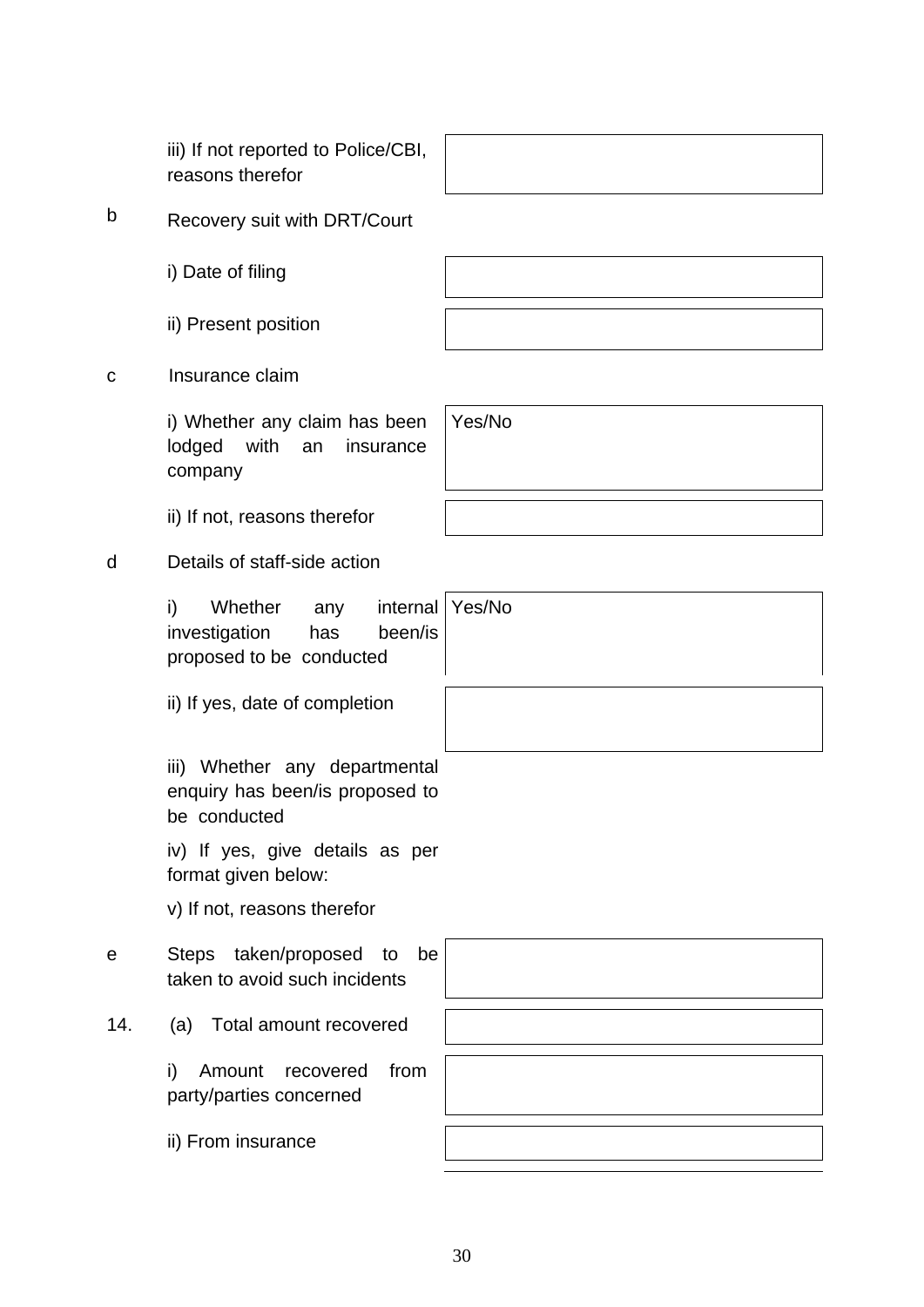| | | |
|---|---|---|
| | iii) If not reported to Police/CBI, reasons therefor | |
| b | Recovery suit with DRT/Court | |
| | i) Date of filing | |
| | ii) Present position | |
| c | Insurance claim | |
| | i) Whether any claim has been lodged with an insurance company | Yes/No |
| | ii) If not, reasons therefor | |
| d | Details of staff-side action | |
| | i) Whether any internal investigation has been/is proposed to be conducted | Yes/No |
| | ii) If yes, date of completion | |
| | iii) Whether any departmental enquiry has been/is proposed to be conducted | |
| | iv) If yes, give details as per format given below: | |
| | v) If not, reasons therefor | |
| e | Steps taken/proposed to be taken to avoid such incidents | |
| 14. | (a) Total amount recovered | |
| | i) Amount recovered from party/parties concerned | |
| | ii) From insurance | |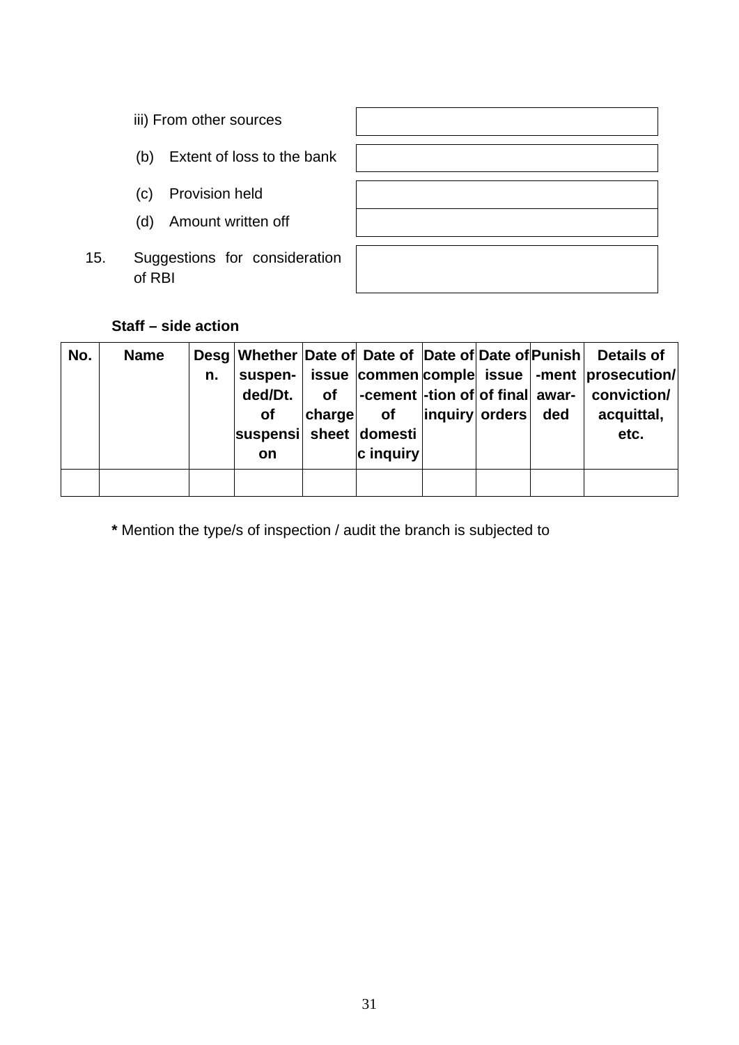iii) From other sources

(b) Extent of loss to the bank

(c) Provision held

(d) Amount written off

15. Suggestions for consideration of RBI

**Staff – side action**

| No. | Name | Desgn. | Whether suspended/Dt. of suspension | Date of issue of charge sheet | Date of commencement of domestic inquiry | Date of completion of inquiry | Date of issue of final orders | Punishment awarded | Details of prosecution/ conviction/ acquittal, etc. |
|---|---|---|---|---|---|---|---|---|---|
| | | | | | | | | | |

**\*** Mention the type/s of inspection / audit the branch is subjected to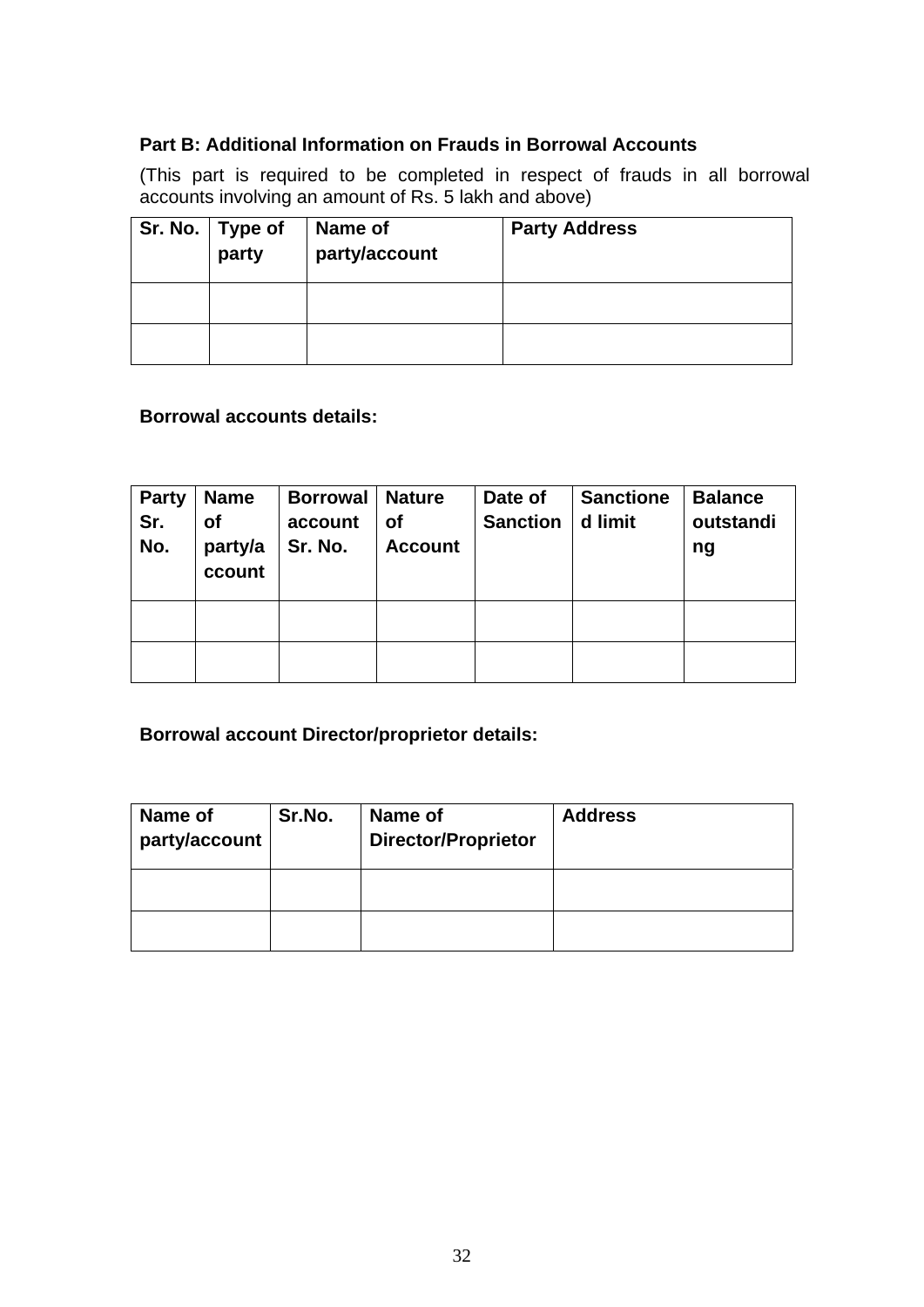**Part B: Additional Information on Frauds in Borrowal Accounts**

(This part is required to be completed in respect of frauds in all borrowal accounts involving an amount of Rs. 5 lakh and above)

| Sr. No. | Type of party | Name of party/account | Party Address |
|---|---|---|---|
| | | | |
| | | | |

**Borrowal accounts details:**

| Party Sr. No. | Name of party/account | Borrowal account Sr. No. | Nature of Account | Date of Sanction | Sanctioned limit | Balance outstanding |
|---|---|---|---|---|---|---|
| | | | | | | |
| | | | | | | |

**Borrowal account Director/proprietor details:**

| Name of party/account | Sr.No. | Name of Director/Proprietor | Address |
|---|---|---|---|
| | | | |
| | | | |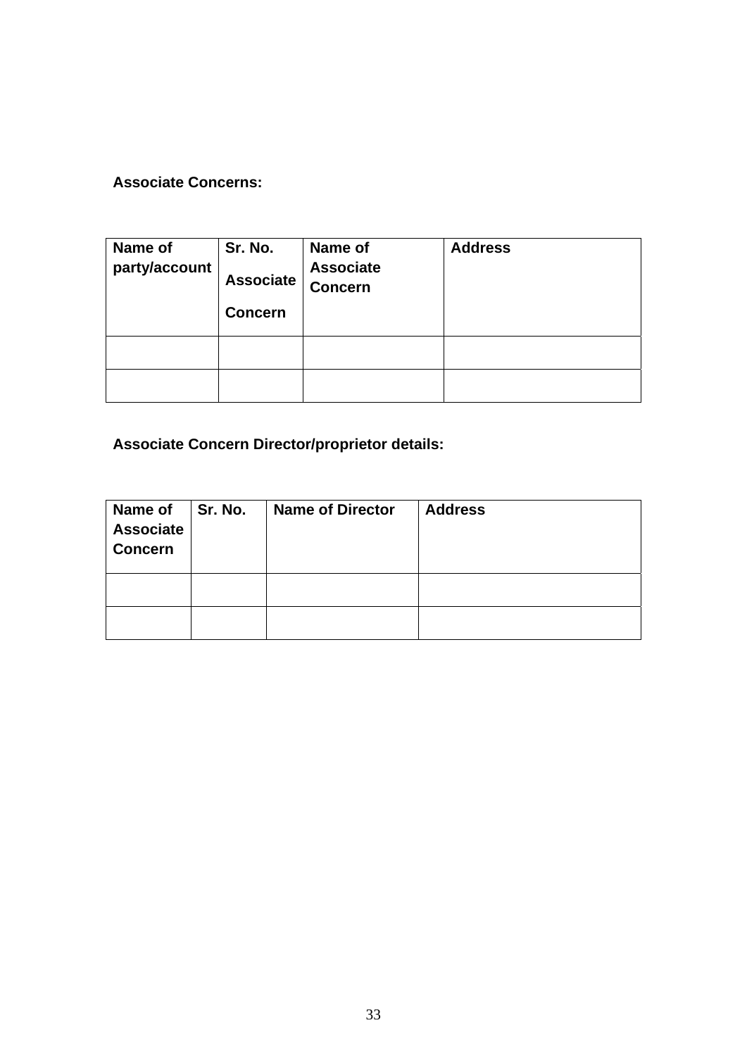**Associate Concerns:**

| Name of party/account | Sr. No. Associate Concern | Name of Associate Concern | Address |
|---|---|---|---|
| | | | |
| | | | |

**Associate Concern Director/proprietor details:**

| Name of Associate Concern | Sr. No. | Name of Director | Address |
|---|---|---|---|
| | | | |
| | | | |